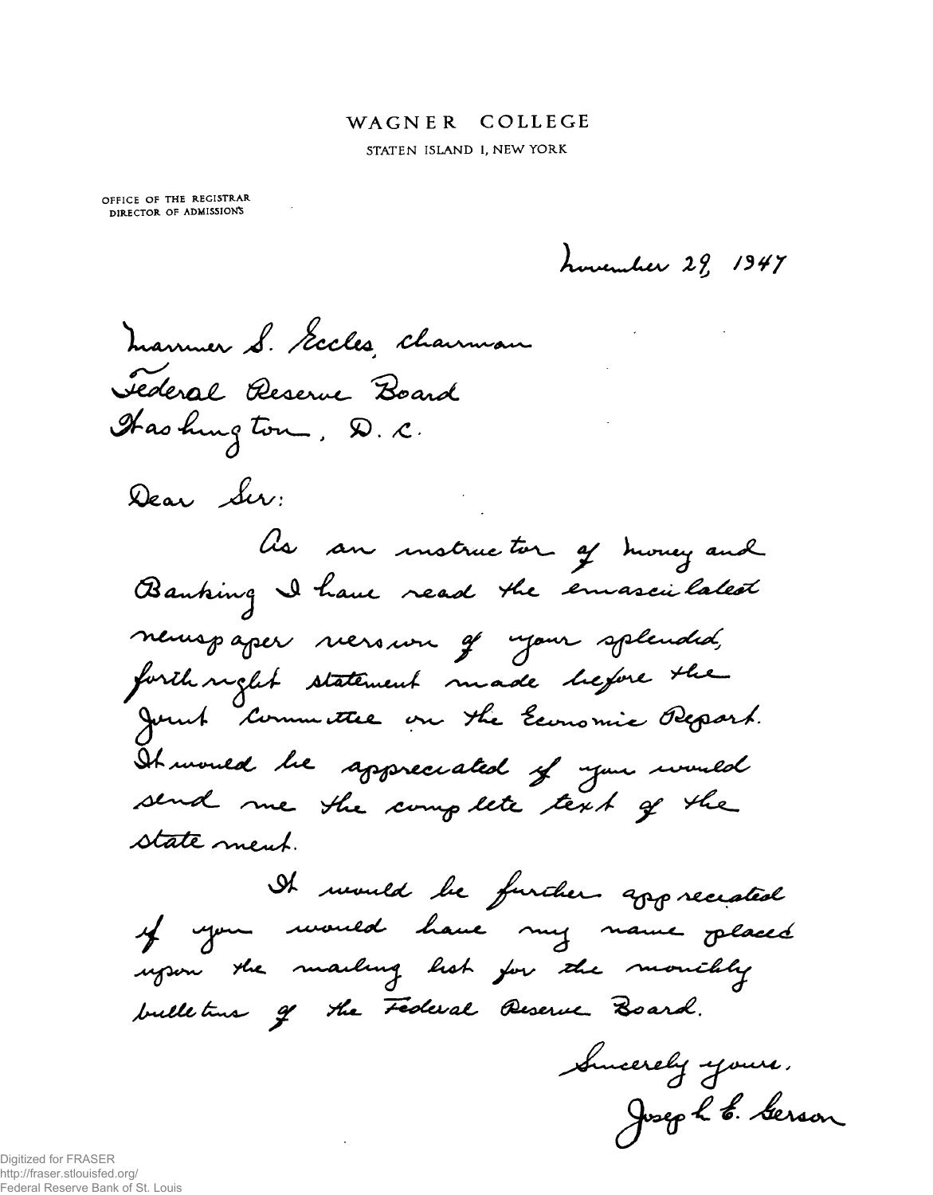# WAGNER COLLEGE

STATEN ISLAND 1, NEW YORK

OFFICE OF THE REGISTRAR
DIRECTOR OF ADMISSIONS

November 29, 1947

Marriner S. Eccles, Chairman
Federal Reserve Board
Washington, D. C.

Dear Sir:

As an instructor of Money and Banking I have read the emasculated newspaper version of your splendid, forthright statement made before the Joint Committee on the Economic Report. It would be appreciated if you would send me the complete text of the statement.

It would be further appreciated if you would have my name placed upon the mailing list for the monthly bulletins of the Federal Reserve Board.

Sincerely yours,
Joseph E. Gerson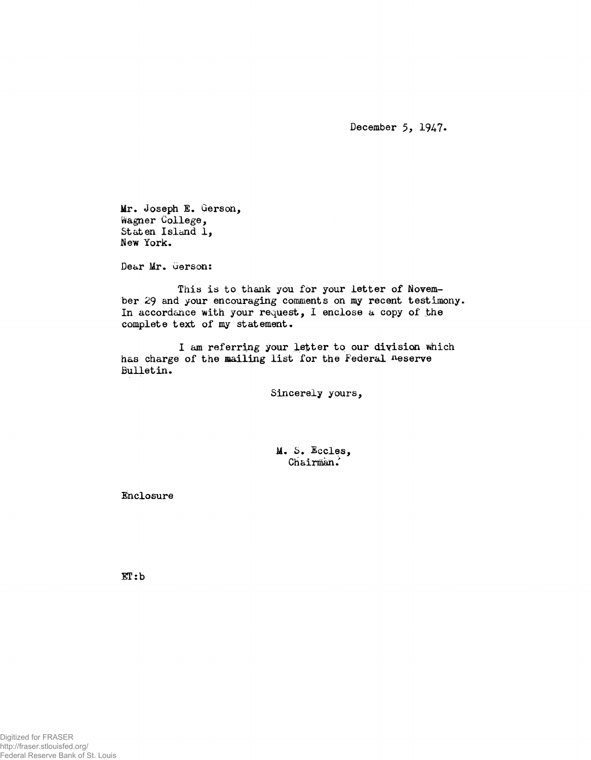December 5, 1947.

Mr. Joseph E. Gerson,
Wagner College,
Staten Island 1,
New York.

Dear Mr. Gerson:

This is to thank you for your letter of November 29 and your encouraging comments on my recent testimony. In accordance with your request, I enclose a copy of the complete text of my statement.

I am referring your letter to our division which has charge of the mailing list for the Federal Reserve Bulletin.

Sincerely yours,

M. S. Eccles,
Chairman.

Enclosure

ET:b